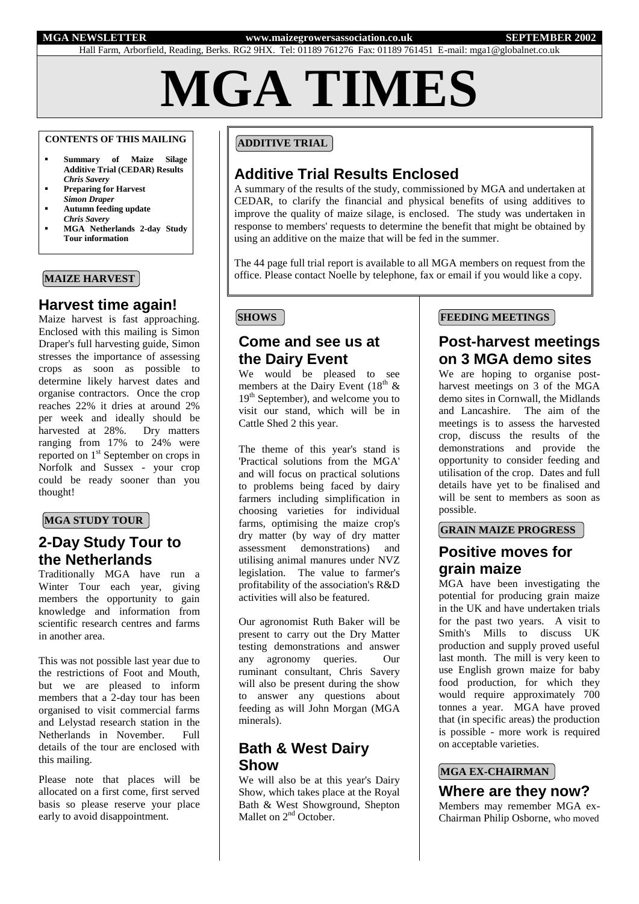**MGA NEWSLETTER** **www.maizegrowersassociation.co.uk** **SEPTEMBER 2002**

Hall Farm, Arborfield, Reading, Berks. RG2 9HX. Tel: 01189 761276 Fax: 01189 761451 E-mail: mga1@globalnet.co.uk

# MGA TIMES

**CONTENTS OF THIS MAILING**

- **Summary of Maize Silage Additive Trial (CEDAR) Results** ***Chris Savery***
- **Preparing for Harvest** ***Simon Draper***
- **Autumn feeding update** ***Chris Savery***
- **MGA Netherlands 2-day Study Tour information**

**MAIZE HARVEST**

## Harvest time again!

Maize harvest is fast approaching. Enclosed with this mailing is Simon Draper's full harvesting guide, Simon stresses the importance of assessing crops as soon as possible to determine likely harvest dates and organise contractors. Once the crop reaches 22% it dries at around 2% per week and ideally should be harvested at 28%. Dry matters ranging from 17% to 24% were reported on 1st September on crops in Norfolk and Sussex - your crop could be ready sooner than you thought!

**MGA STUDY TOUR**

## 2-Day Study Tour to the Netherlands

Traditionally MGA have run a Winter Tour each year, giving members the opportunity to gain knowledge and information from scientific research centres and farms in another area.

This was not possible last year due to the restrictions of Foot and Mouth, but we are pleased to inform members that a 2-day tour has been organised to visit commercial farms and Lelystad research station in the Netherlands in November. Full details of the tour are enclosed with this mailing.

Please note that places will be allocated on a first come, first served basis so please reserve your place early to avoid disappointment.

**ADDITIVE TRIAL**

## Additive Trial Results Enclosed

A summary of the results of the study, commissioned by MGA and undertaken at CEDAR, to clarify the financial and physical benefits of using additives to improve the quality of maize silage, is enclosed. The study was undertaken in response to members' requests to determine the benefit that might be obtained by using an additive on the maize that will be fed in the summer.

The 44 page full trial report is available to all MGA members on request from the office. Please contact Noelle by telephone, fax or email if you would like a copy.

**SHOWS**

## Come and see us at the Dairy Event

We would be pleased to see members at the Dairy Event (18th & 19th September), and welcome you to visit our stand, which will be in Cattle Shed 2 this year.

The theme of this year's stand is 'Practical solutions from the MGA' and will focus on practical solutions to problems being faced by dairy farmers including simplification in choosing varieties for individual farms, optimising the maize crop's dry matter (by way of dry matter assessment demonstrations) and utilising animal manures under NVZ legislation. The value to farmer's profitability of the association's R&D activities will also be featured.

Our agronomist Ruth Baker will be present to carry out the Dry Matter testing demonstrations and answer any agronomy queries. Our ruminant consultant, Chris Savery will also be present during the show to answer any questions about feeding as will John Morgan (MGA minerals).

## Bath & West Dairy Show

We will also be at this year's Dairy Show, which takes place at the Royal Bath & West Showground, Shepton Mallet on 2nd October.

**FEEDING MEETINGS**

## Post-harvest meetings on 3 MGA demo sites

We are hoping to organise post-harvest meetings on 3 of the MGA demo sites in Cornwall, the Midlands and Lancashire. The aim of the meetings is to assess the harvested crop, discuss the results of the demonstrations and provide the opportunity to consider feeding and utilisation of the crop. Dates and full details have yet to be finalised and will be sent to members as soon as possible.

**GRAIN MAIZE PROGRESS**

## Positive moves for grain maize

MGA have been investigating the potential for producing grain maize in the UK and have undertaken trials for the past two years. A visit to Smith's Mills to discuss UK production and supply proved useful last month. The mill is very keen to use English grown maize for baby food production, for which they would require approximately 700 tonnes a year. MGA have proved that (in specific areas) the production is possible - more work is required on acceptable varieties.

**MGA EX-CHAIRMAN**

## Where are they now?

Members may remember MGA ex-Chairman Philip Osborne, who moved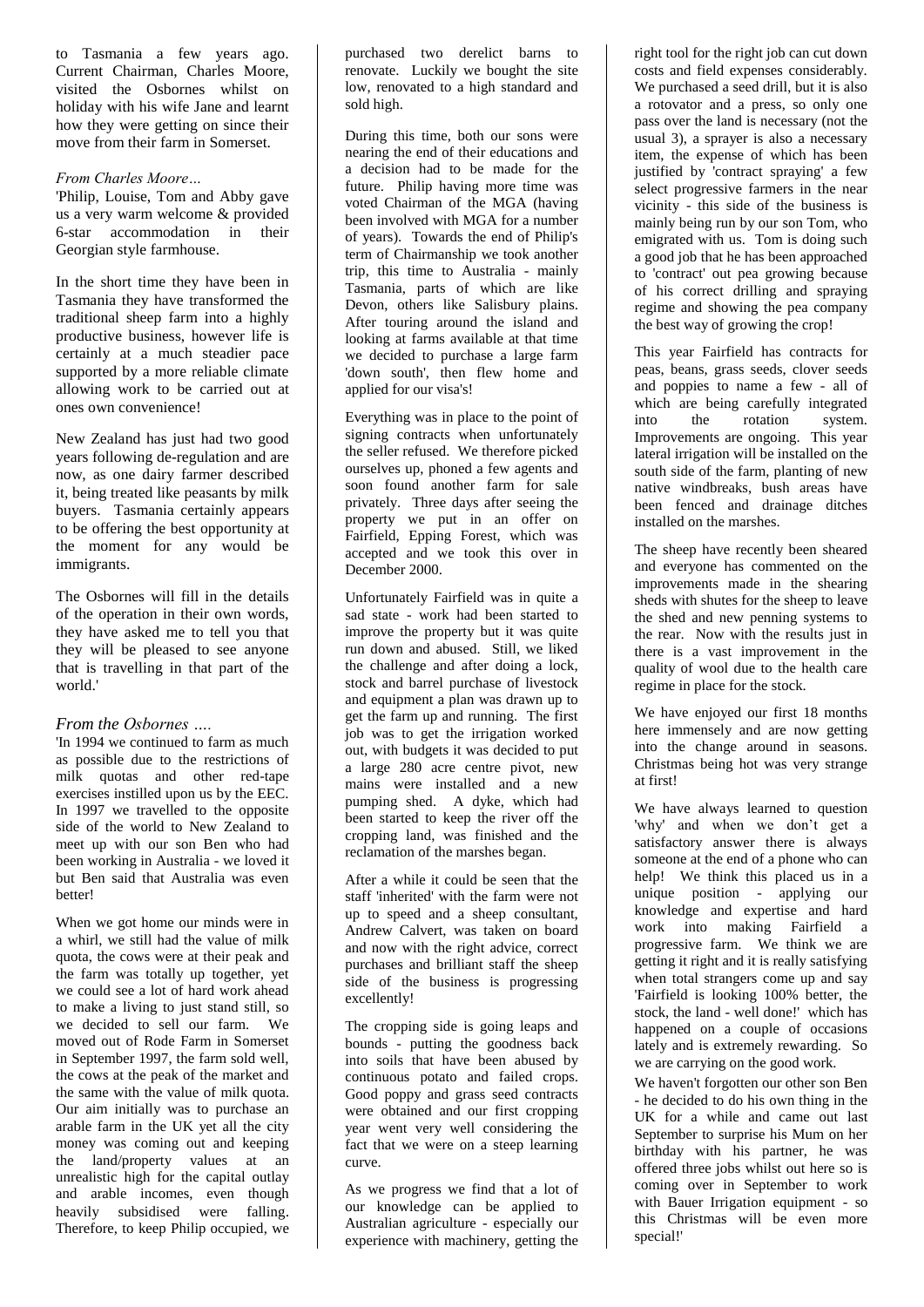to Tasmania a few years ago. Current Chairman, Charles Moore, visited the Osbornes whilst on holiday with his wife Jane and learnt how they were getting on since their move from their farm in Somerset.

*From Charles Moore…*

'Philip, Louise, Tom and Abby gave us a very warm welcome & provided 6-star accommodation in their Georgian style farmhouse.

In the short time they have been in Tasmania they have transformed the traditional sheep farm into a highly productive business, however life is certainly at a much steadier pace supported by a more reliable climate allowing work to be carried out at ones own convenience!

New Zealand has just had two good years following de-regulation and are now, as one dairy farmer described it, being treated like peasants by milk buyers. Tasmania certainly appears to be offering the best opportunity at the moment for any would be immigrants.

The Osbornes will fill in the details of the operation in their own words, they have asked me to tell you that they will be pleased to see anyone that is travelling in that part of the world.'

*From the Osbornes ….*

'In 1994 we continued to farm as much as possible due to the restrictions of milk quotas and other red-tape exercises instilled upon us by the EEC. In 1997 we travelled to the opposite side of the world to New Zealand to meet up with our son Ben who had been working in Australia - we loved it but Ben said that Australia was even better!

When we got home our minds were in a whirl, we still had the value of milk quota, the cows were at their peak and the farm was totally up together, yet we could see a lot of hard work ahead to make a living to just stand still, so we decided to sell our farm. We moved out of Rode Farm in Somerset in September 1997, the farm sold well, the cows at the peak of the market and the same with the value of milk quota. Our aim initially was to purchase an arable farm in the UK yet all the city money was coming out and keeping the land/property values at an unrealistic high for the capital outlay and arable incomes, even though heavily subsidised were falling. Therefore, to keep Philip occupied, we purchased two derelict barns to renovate. Luckily we bought the site low, renovated to a high standard and sold high.

During this time, both our sons were nearing the end of their educations and a decision had to be made for the future. Philip having more time was voted Chairman of the MGA (having been involved with MGA for a number of years). Towards the end of Philip's term of Chairmanship we took another trip, this time to Australia - mainly Tasmania, parts of which are like Devon, others like Salisbury plains. After touring around the island and looking at farms available at that time we decided to purchase a large farm 'down south', then flew home and applied for our visa's!

Everything was in place to the point of signing contracts when unfortunately the seller refused. We therefore picked ourselves up, phoned a few agents and soon found another farm for sale privately. Three days after seeing the property we put in an offer on Fairfield, Epping Forest, which was accepted and we took this over in December 2000.

Unfortunately Fairfield was in quite a sad state - work had been started to improve the property but it was quite run down and abused. Still, we liked the challenge and after doing a lock, stock and barrel purchase of livestock and equipment a plan was drawn up to get the farm up and running. The first job was to get the irrigation worked out, with budgets it was decided to put a large 280 acre centre pivot, new mains were installed and a new pumping shed. A dyke, which had been started to keep the river off the cropping land, was finished and the reclamation of the marshes began.

After a while it could be seen that the staff 'inherited' with the farm were not up to speed and a sheep consultant, Andrew Calvert, was taken on board and now with the right advice, correct purchases and brilliant staff the sheep side of the business is progressing excellently!

The cropping side is going leaps and bounds - putting the goodness back into soils that have been abused by continuous potato and failed crops. Good poppy and grass seed contracts were obtained and our first cropping year went very well considering the fact that we were on a steep learning curve.

As we progress we find that a lot of our knowledge can be applied to Australian agriculture - especially our experience with machinery, getting the right tool for the right job can cut down costs and field expenses considerably. We purchased a seed drill, but it is also a rotovator and a press, so only one pass over the land is necessary (not the usual 3), a sprayer is also a necessary item, the expense of which has been justified by 'contract spraying' a few select progressive farmers in the near vicinity - this side of the business is mainly being run by our son Tom, who emigrated with us. Tom is doing such a good job that he has been approached to 'contract' out pea growing because of his correct drilling and spraying regime and showing the pea company the best way of growing the crop!

This year Fairfield has contracts for peas, beans, grass seeds, clover seeds and poppies to name a few - all of which are being carefully integrated into the rotation system. Improvements are ongoing. This year lateral irrigation will be installed on the south side of the farm, planting of new native windbreaks, bush areas have been fenced and drainage ditches installed on the marshes.

The sheep have recently been sheared and everyone has commented on the improvements made in the shearing sheds with shutes for the sheep to leave the shed and new penning systems to the rear. Now with the results just in there is a vast improvement in the quality of wool due to the health care regime in place for the stock.

We have enjoyed our first 18 months here immensely and are now getting into the change around in seasons. Christmas being hot was very strange at first!

We have always learned to question 'why' and when we don't get a satisfactory answer there is always someone at the end of a phone who can help! We think this placed us in a unique position - applying our knowledge and expertise and hard work into making Fairfield a progressive farm. We think we are getting it right and it is really satisfying when total strangers come up and say 'Fairfield is looking 100% better, the stock, the land - well done!' which has happened on a couple of occasions lately and is extremely rewarding. So we are carrying on the good work.

We haven't forgotten our other son Ben - he decided to do his own thing in the UK for a while and came out last September to surprise his Mum on her birthday with his partner, he was offered three jobs whilst out here so is coming over in September to work with Bauer Irrigation equipment - so this Christmas will be even more special!'